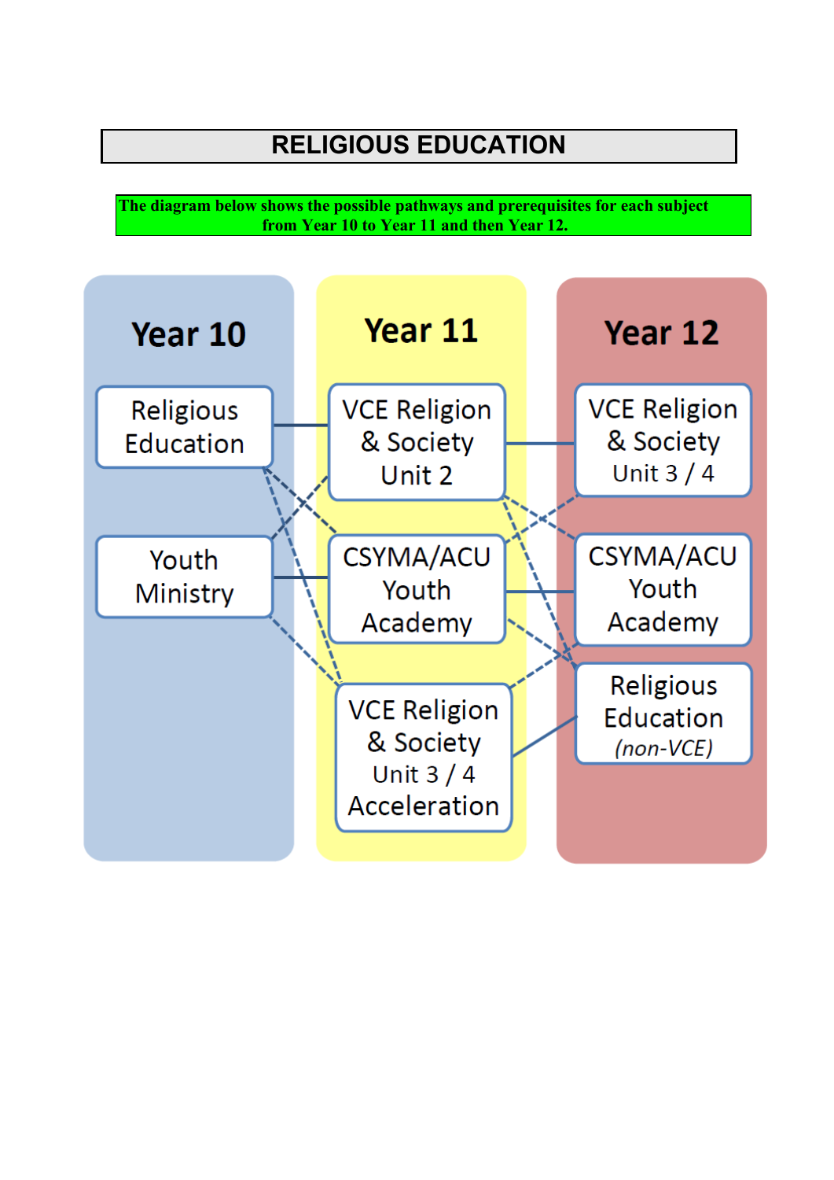# RELIGIOUS EDUCATION

**The diagram below shows the possible pathways and prerequisites for each subject from Year 10 to Year 11 and then Year 12.**

| Year 10 | Year 11 | Year 12 |
| --- | --- | --- |
| Religious Education | VCE Religion & Society Unit 2 | VCE Religion & Society Unit 3 / 4 |
| Youth Ministry | CSYMA/ACU Youth Academy | CSYMA/ACU Youth Academy |
| | VCE Religion & Society Unit 3 / 4 Acceleration | Religious Education *(non-VCE)* |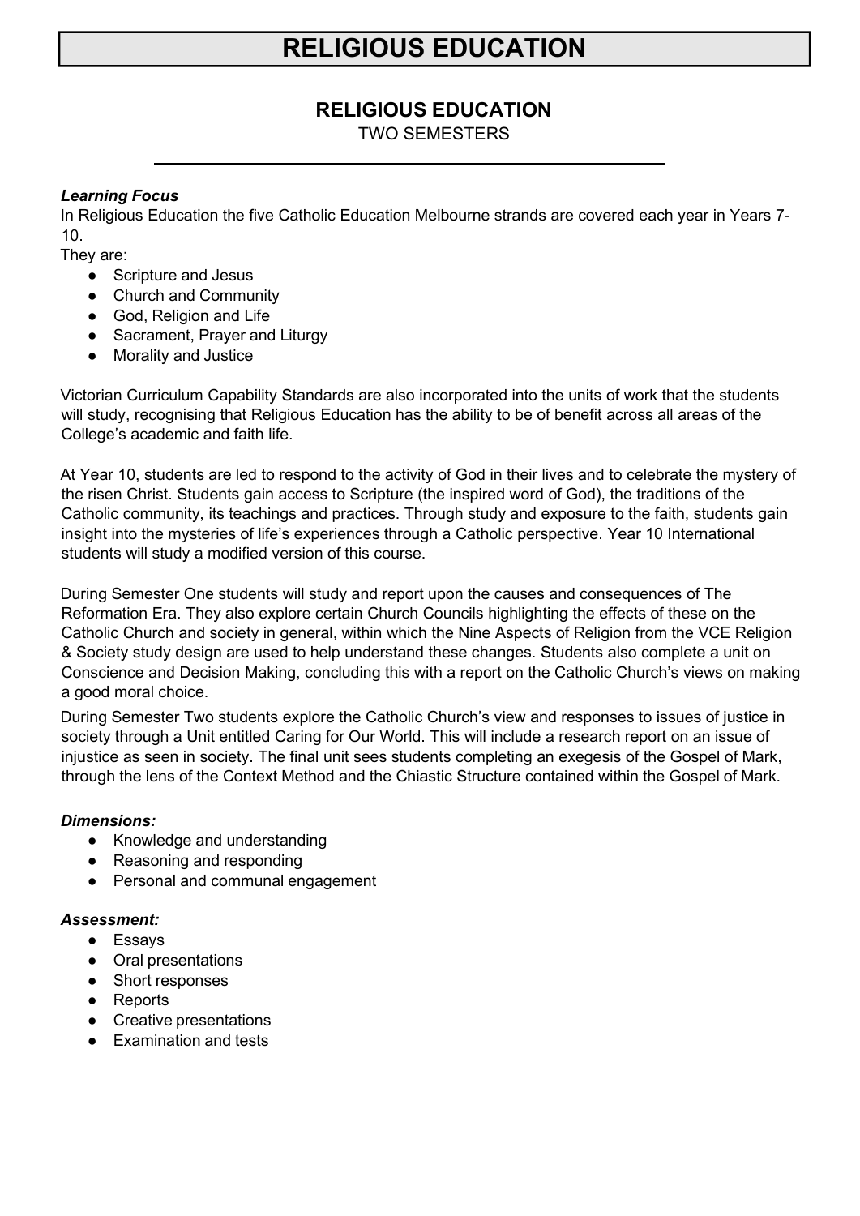# RELIGIOUS EDUCATION

## RELIGIOUS EDUCATION

TWO SEMESTERS

***Learning Focus***

In Religious Education the five Catholic Education Melbourne strands are covered each year in Years 7-10.

They are:

- Scripture and Jesus
- Church and Community
- God, Religion and Life
- Sacrament, Prayer and Liturgy
- Morality and Justice

Victorian Curriculum Capability Standards are also incorporated into the units of work that the students will study, recognising that Religious Education has the ability to be of benefit across all areas of the College's academic and faith life.

At Year 10, students are led to respond to the activity of God in their lives and to celebrate the mystery of the risen Christ. Students gain access to Scripture (the inspired word of God), the traditions of the Catholic community, its teachings and practices. Through study and exposure to the faith, students gain insight into the mysteries of life's experiences through a Catholic perspective. Year 10 International students will study a modified version of this course.

During Semester One students will study and report upon the causes and consequences of The Reformation Era. They also explore certain Church Councils highlighting the effects of these on the Catholic Church and society in general, within which the Nine Aspects of Religion from the VCE Religion & Society study design are used to help understand these changes. Students also complete a unit on Conscience and Decision Making, concluding this with a report on the Catholic Church's views on making a good moral choice.

During Semester Two students explore the Catholic Church's view and responses to issues of justice in society through a Unit entitled Caring for Our World. This will include a research report on an issue of injustice as seen in society. The final unit sees students completing an exegesis of the Gospel of Mark, through the lens of the Context Method and the Chiastic Structure contained within the Gospel of Mark.

***Dimensions:***

- Knowledge and understanding
- Reasoning and responding
- Personal and communal engagement

***Assessment:***

- Essays
- Oral presentations
- Short responses
- Reports
- Creative presentations
- Examination and tests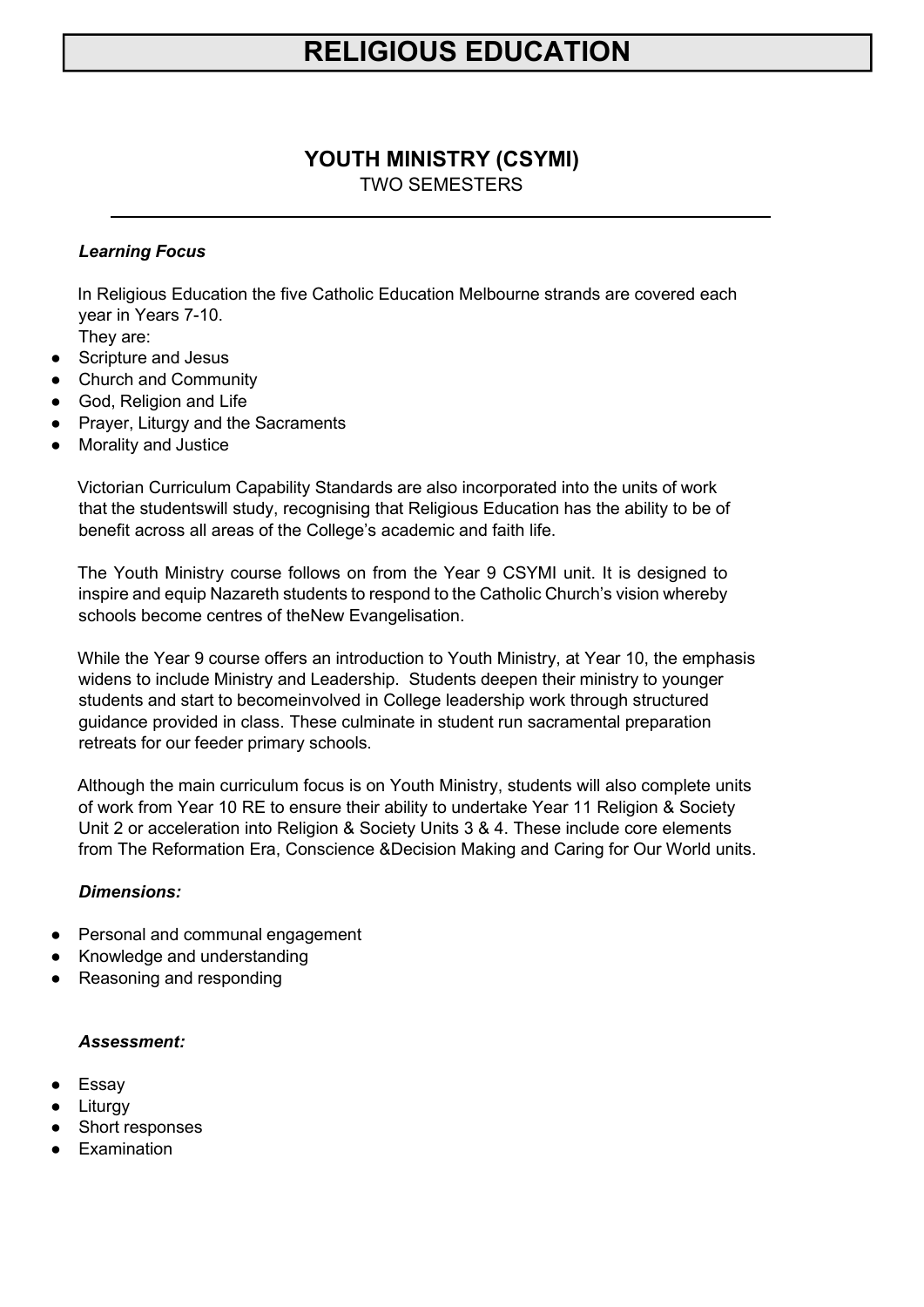# RELIGIOUS EDUCATION

## YOUTH MINISTRY (CSYMI)

TWO SEMESTERS

---

***Learning Focus***

In Religious Education the five Catholic Education Melbourne strands are covered each year in Years 7-10.
They are:

- Scripture and Jesus
- Church and Community
- God, Religion and Life
- Prayer, Liturgy and the Sacraments
- Morality and Justice

Victorian Curriculum Capability Standards are also incorporated into the units of work that the studentswill study, recognising that Religious Education has the ability to be of benefit across all areas of the College's academic and faith life.

The Youth Ministry course follows on from the Year 9 CSYMI unit. It is designed to inspire and equip Nazareth students to respond to the Catholic Church's vision whereby schools become centres of theNew Evangelisation.

While the Year 9 course offers an introduction to Youth Ministry, at Year 10, the emphasis widens to include Ministry and Leadership. Students deepen their ministry to younger students and start to becomeinvolved in College leadership work through structured guidance provided in class. These culminate in student run sacramental preparation retreats for our feeder primary schools.

Although the main curriculum focus is on Youth Ministry, students will also complete units of work from Year 10 RE to ensure their ability to undertake Year 11 Religion & Society Unit 2 or acceleration into Religion & Society Units 3 & 4. These include core elements from The Reformation Era, Conscience &Decision Making and Caring for Our World units.

***Dimensions:***

- Personal and communal engagement
- Knowledge and understanding
- Reasoning and responding

***Assessment:***

- Essay
- Liturgy
- Short responses
- Examination